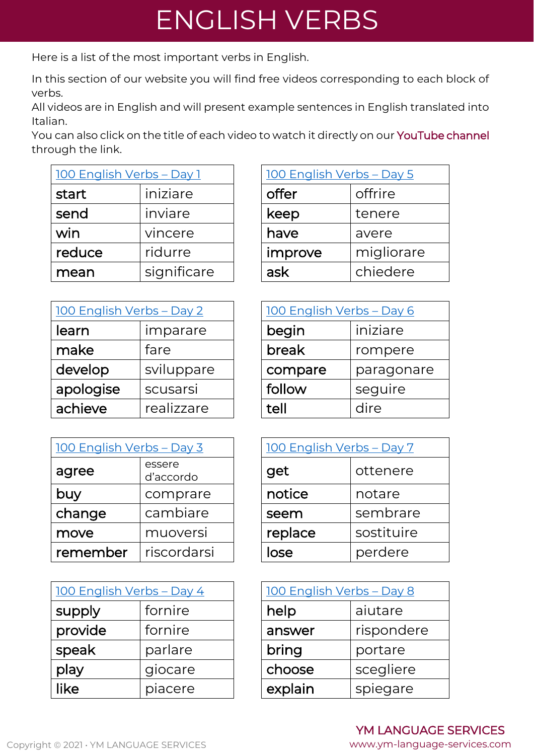# ENGLISH VERBS

Here is a list of the most important verbs in English.

In this section of our website you will find free videos corresponding to each block of verbs.
All videos are in English and will present example sentences in English translated into Italian.
You can also click on the title of each video to watch it directly on our YouTube channel through the link.

| 100 English Verbs – Day 1 | |
|---|---|
| **start** | iniziare |
| **send** | inviare |
| **win** | vincere |
| **reduce** | ridurre |
| **mean** | significare |

| 100 English Verbs – Day 2 | |
|---|---|
| **learn** | imparare |
| **make** | fare |
| **develop** | sviluppare |
| **apologise** | scusarsi |
| **achieve** | realizzare |

| 100 English Verbs – Day 3 | |
|---|---|
| **agree** | essere d'accordo |
| **buy** | comprare |
| **change** | cambiare |
| **move** | muoversi |
| **remember** | riscordarsi |

| 100 English Verbs – Day 4 | |
|---|---|
| **supply** | fornire |
| **provide** | fornire |
| **speak** | parlare |
| **play** | giocare |
| **like** | piacere |

| 100 English Verbs – Day 5 | |
|---|---|
| **offer** | offrire |
| **keep** | tenere |
| **have** | avere |
| **improve** | migliorare |
| **ask** | chiedere |

| 100 English Verbs – Day 6 | |
|---|---|
| **begin** | iniziare |
| **break** | rompere |
| **compare** | paragonare |
| **follow** | seguire |
| **tell** | dire |

| 100 English Verbs – Day 7 | |
|---|---|
| **get** | ottenere |
| **notice** | notare |
| **seem** | sembrare |
| **replace** | sostituire |
| **lose** | perdere |

| 100 English Verbs – Day 8 | |
|---|---|
| **help** | aiutare |
| **answer** | rispondere |
| **bring** | portare |
| **choose** | scegliere |
| **explain** | spiegare |

Copyright © 2021 · YM LANGUAGE SERVICES

YM LANGUAGE SERVICES
www.ym-language-services.com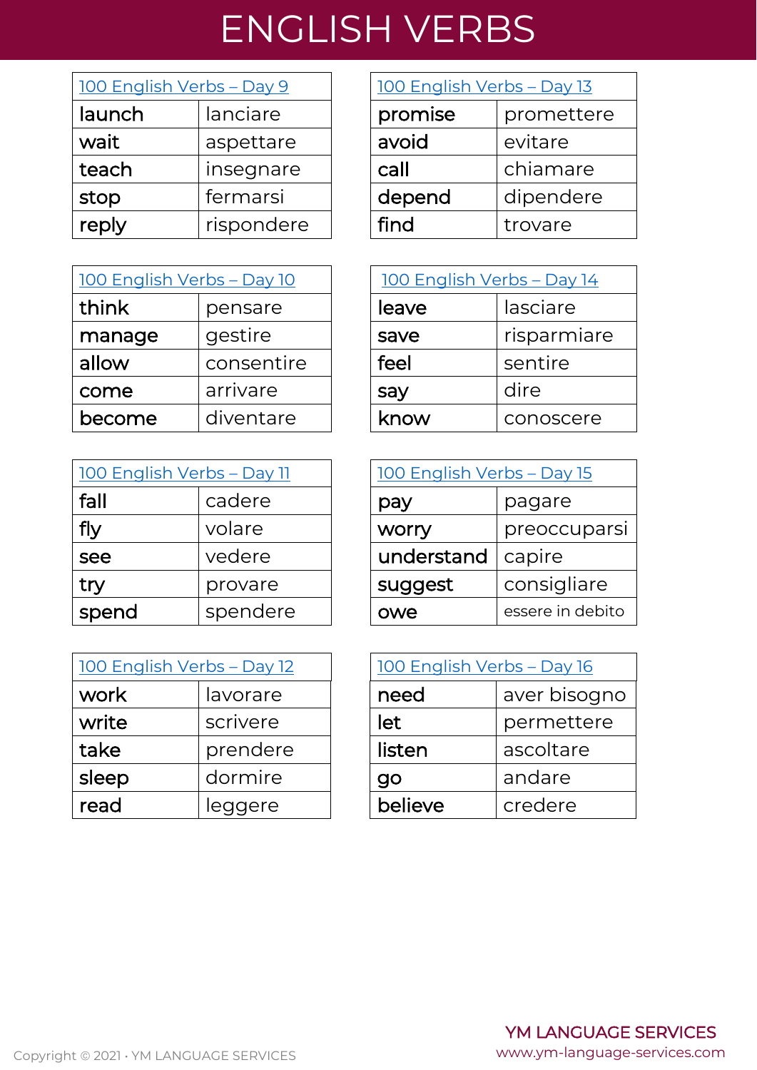# ENGLISH VERBS

| 100 English Verbs – Day 9 | |
|---|---|
| **launch** | lanciare |
| **wait** | aspettare |
| **teach** | insegnare |
| **stop** | fermarsi |
| **reply** | rispondere |

| 100 English Verbs – Day 10 | |
|---|---|
| **think** | pensare |
| **manage** | gestire |
| **allow** | consentire |
| **come** | arrivare |
| **become** | diventare |

| 100 English Verbs – Day 11 | |
|---|---|
| **fall** | cadere |
| **fly** | volare |
| **see** | vedere |
| **try** | provare |
| **spend** | spendere |

| 100 English Verbs – Day 12 | |
|---|---|
| **work** | lavorare |
| **write** | scrivere |
| **take** | prendere |
| **sleep** | dormire |
| **read** | leggere |

| 100 English Verbs – Day 13 | |
|---|---|
| **promise** | promettere |
| **avoid** | evitare |
| **call** | chiamare |
| **depend** | dipendere |
| **find** | trovare |

| 100 English Verbs – Day 14 | |
|---|---|
| **leave** | lasciare |
| **save** | risparmiare |
| **feel** | sentire |
| **say** | dire |
| **know** | conoscere |

| 100 English Verbs – Day 15 | |
|---|---|
| **pay** | pagare |
| **worry** | preoccuparsi |
| **understand** | capire |
| **suggest** | consigliare |
| **owe** | essere in debito |

| 100 English Verbs – Day 16 | |
|---|---|
| **need** | aver bisogno |
| **let** | permettere |
| **listen** | ascoltare |
| **go** | andare |
| **believe** | credere |

Copyright © 2021 · YM LANGUAGE SERVICES

YM LANGUAGE SERVICES
www.ym-language-services.com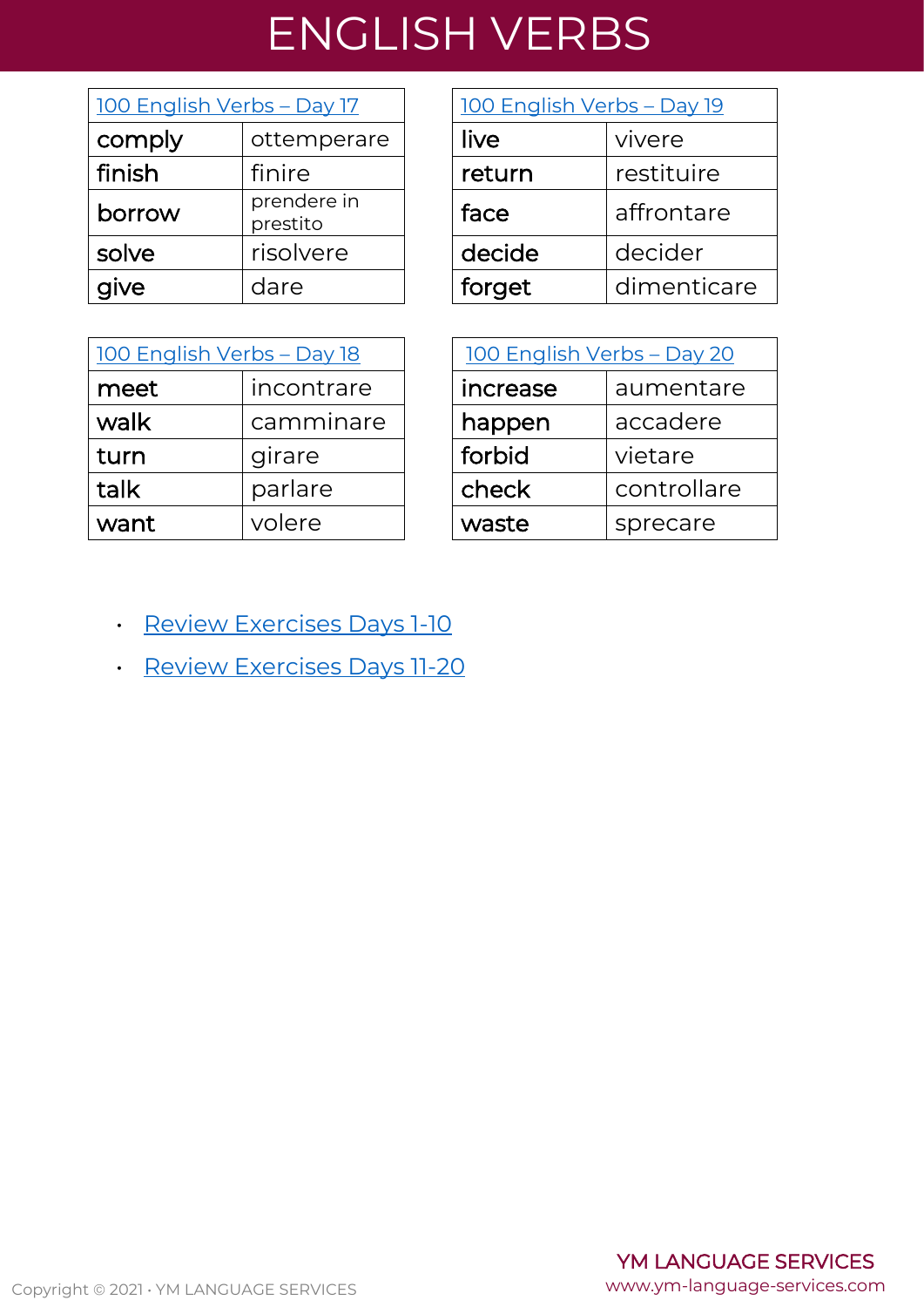# ENGLISH VERBS

| 100 English Verbs – Day 17 | |
|---|---|
| comply | ottemperare |
| finish | finire |
| borrow | prendere in prestito |
| solve | risolvere |
| give | dare |

| 100 English Verbs – Day 19 | |
|---|---|
| live | vivere |
| return | restituire |
| face | affrontare |
| decide | decider |
| forget | dimenticare |

| 100 English Verbs – Day 18 | |
|---|---|
| meet | incontrare |
| walk | camminare |
| turn | girare |
| talk | parlare |
| want | volere |

| 100 English Verbs – Day 20 | |
|---|---|
| increase | aumentare |
| happen | accadere |
| forbid | vietare |
| check | controllare |
| waste | sprecare |

- Review Exercises Days 1-10
- Review Exercises Days 11-20

Copyright © 2021 · YM LANGUAGE SERVICES

YM LANGUAGE SERVICES
www.ym-language-services.com